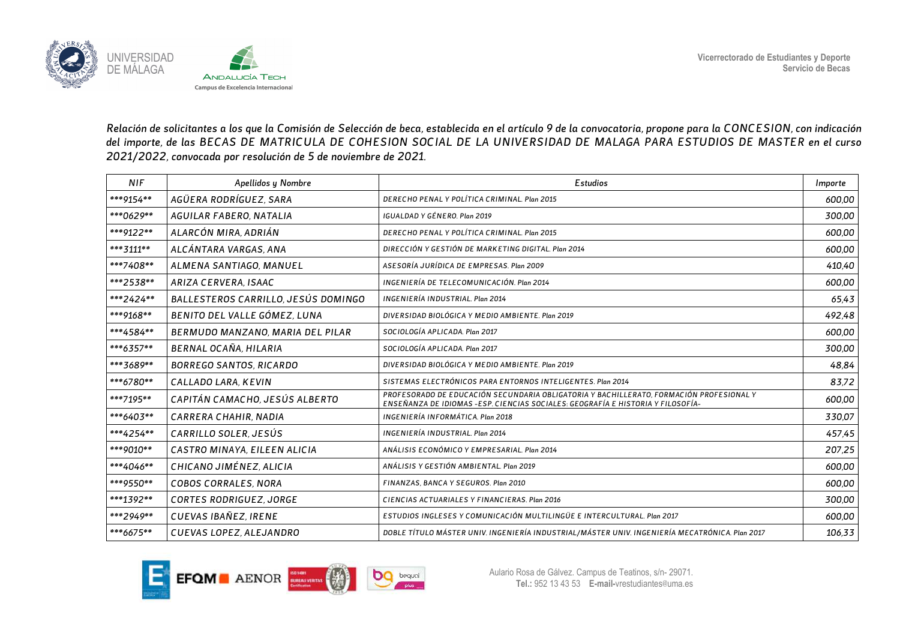Vicerrectorado de Estudiantes y Deporte
Servicio de Becas

*Relación de solicitantes a los que la Comisión de Selección de beca, establecida en el artículo 9 de la convocatoria, propone para la CONCESION, con indicación del importe, de las BECAS DE MATRICULA DE COHESION SOCIAL DE LA UNIVERSIDAD DE MALAGA PARA ESTUDIOS DE MASTER en el curso 2021/2022, convocada por resolución de 5 de noviembre de 2021.*

| NIF | Apellidos y Nombre | Estudios | Importe |
|---|---|---|---|
| ***9154** | AGÜERA RODRÍGUEZ, SARA | DERECHO PENAL Y POLÍTICA CRIMINAL. Plan 2015 | 600,00 |
| ***0629** | AGUILAR FABERO, NATALIA | IGUALDAD Y GÉNERO. Plan 2019 | 300,00 |
| ***9122** | ALARCÓN MIRA, ADRIÁN | DERECHO PENAL Y POLÍTICA CRIMINAL. Plan 2015 | 600,00 |
| ***3111** | ALCÁNTARA VARGAS, ANA | DIRECCIÓN Y GESTIÓN DE MARKETING DIGITAL. Plan 2014 | 600,00 |
| ***7408** | ALMENA SANTIAGO, MANUEL | ASESORÍA JURÍDICA DE EMPRESAS. Plan 2009 | 410,40 |
| ***2538** | ARIZA CERVERA, ISAAC | INGENIERÍA DE TELECOMUNICACIÓN. Plan 2014 | 600,00 |
| ***2424** | BALLESTEROS CARRILLO, JESÚS DOMINGO | INGENIERÍA INDUSTRIAL. Plan 2014 | 65,43 |
| ***9168** | BENITO DEL VALLE GÓMEZ, LUNA | DIVERSIDAD BIOLÓGICA Y MEDIO AMBIENTE. Plan 2019 | 492,48 |
| ***4584** | BERMUDO MANZANO, MARIA DEL PILAR | SOCIOLOGÍA APLICADA. Plan 2017 | 600,00 |
| ***6357** | BERNAL OCAÑA, HILARIA | SOCIOLOGÍA APLICADA. Plan 2017 | 300,00 |
| ***3689** | BORREGO SANTOS, RICARDO | DIVERSIDAD BIOLÓGICA Y MEDIO AMBIENTE. Plan 2019 | 48,84 |
| ***6780** | CALLADO LARA, KEVIN | SISTEMAS ELECTRÓNICOS PARA ENTORNOS INTELIGENTES. Plan 2014 | 83,72 |
| ***7195** | CAPITÁN CAMACHO, JESÚS ALBERTO | PROFESORADO DE EDUCACIÓN SECUNDARIA OBLIGATORIA Y BACHILLERATO, FORMACIÓN PROFESIONAL Y ENSEÑANZA DE IDIOMAS -ESP. CIENCIAS SOCIALES: GEOGRAFÍA E HISTORIA Y FILOSOFÍA- | 600,00 |
| ***6403** | CARRERA CHAHIR, NADIA | INGENIERÍA INFORMÁTICA. Plan 2018 | 330,07 |
| ***4254** | CARRILLO SOLER, JESÚS | INGENIERÍA INDUSTRIAL. Plan 2014 | 457,45 |
| ***9010** | CASTRO MINAYA, EILEEN ALICIA | ANÁLISIS ECONÓMICO Y EMPRESARIAL. Plan 2014 | 207,25 |
| ***4046** | CHICANO JIMÉNEZ, ALICIA | ANÁLISIS Y GESTIÓN AMBIENTAL. Plan 2019 | 600,00 |
| ***9550** | COBOS CORRALES, NORA | FINANZAS, BANCA Y SEGUROS. Plan 2010 | 600,00 |
| ***1392** | CORTES RODRIGUEZ, JORGE | CIENCIAS ACTUARIALES Y FINANCIERAS. Plan 2016 | 300,00 |
| ***2949** | CUEVAS IBAÑEZ, IRENE | ESTUDIOS INGLESES Y COMUNICACIÓN MULTILINGÜE E INTERCULTURAL. Plan 2017 | 600,00 |
| ***6675** | CUEVAS LOPEZ, ALEJANDRO | DOBLE TÍTULO MÁSTER UNIV. INGENIERÍA INDUSTRIAL/MÁSTER UNIV. INGENIERÍA MECATRÓNICA. Plan 2017 | 106,33 |

Aulario Rosa de Gálvez. Campus de Teatinos, s/n- 29071.
**Tel.:** 952 13 43 53 **E-mail-**vrestudiantes@uma.es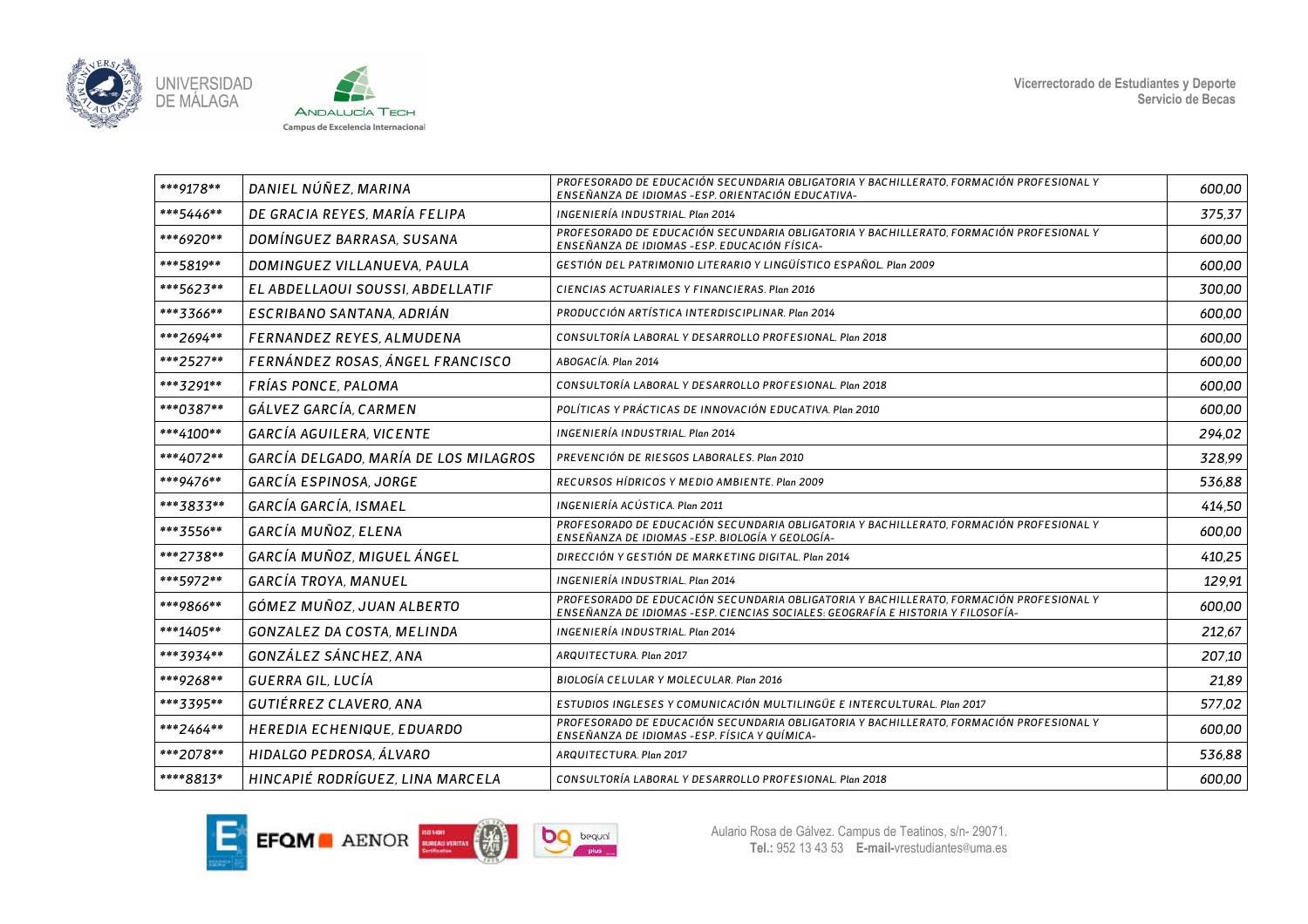| | | | |
|---|---|---|---|
| ***9178** | DANIEL NÚÑEZ, MARINA | PROFESORADO DE EDUCACIÓN SECUNDARIA OBLIGATORIA Y BACHILLERATO, FORMACIÓN PROFESIONAL Y ENSEÑANZA DE IDIOMAS -ESP. ORIENTACIÓN EDUCATIVA- | 600,00 |
| ***5446** | DE GRACIA REYES, MARÍA FELIPA | INGENIERÍA INDUSTRIAL. Plan 2014 | 375,37 |
| ***6920** | DOMÍNGUEZ BARRASA, SUSANA | PROFESORADO DE EDUCACIÓN SECUNDARIA OBLIGATORIA Y BACHILLERATO, FORMACIÓN PROFESIONAL Y ENSEÑANZA DE IDIOMAS -ESP. EDUCACIÓN FÍSICA- | 600,00 |
| ***5819** | DOMINGUEZ VILLANUEVA, PAULA | GESTIÓN DEL PATRIMONIO LITERARIO Y LINGÜÍSTICO ESPAÑOL. Plan 2009 | 600,00 |
| ***5623** | EL ABDELLAOUI SOUSSI, ABDELLATIF | CIENCIAS ACTUARIALES Y FINANCIERAS. Plan 2016 | 300,00 |
| ***3366** | ESCRIBANO SANTANA, ADRIÁN | PRODUCCIÓN ARTÍSTICA INTERDISCIPLINAR. Plan 2014 | 600,00 |
| ***2694** | FERNANDEZ REYES, ALMUDENA | CONSULTORÍA LABORAL Y DESARROLLO PROFESIONAL. Plan 2018 | 600,00 |
| ***2527** | FERNÁNDEZ ROSAS, ÁNGEL FRANCISCO | ABOGACÍA. Plan 2014 | 600,00 |
| ***3291** | FRÍAS PONCE, PALOMA | CONSULTORÍA LABORAL Y DESARROLLO PROFESIONAL. Plan 2018 | 600,00 |
| ***0387** | GÁLVEZ GARCÍA, CARMEN | POLÍTICAS Y PRÁCTICAS DE INNOVACIÓN EDUCATIVA. Plan 2010 | 600,00 |
| ***4100** | GARCÍA AGUILERA, VICENTE | INGENIERÍA INDUSTRIAL. Plan 2014 | 294,02 |
| ***4072** | GARCÍA DELGADO, MARÍA DE LOS MILAGROS | PREVENCIÓN DE RIESGOS LABORALES. Plan 2010 | 328,99 |
| ***9476** | GARCÍA ESPINOSA, JORGE | RECURSOS HÍDRICOS Y MEDIO AMBIENTE. Plan 2009 | 536,88 |
| ***3833** | GARCÍA GARCÍA, ISMAEL | INGENIERÍA ACÚSTICA. Plan 2011 | 414,50 |
| ***3556** | GARCÍA MUÑOZ, ELENA | PROFESORADO DE EDUCACIÓN SECUNDARIA OBLIGATORIA Y BACHILLERATO, FORMACIÓN PROFESIONAL Y ENSEÑANZA DE IDIOMAS -ESP. BIOLOGÍA Y GEOLOGÍA- | 600,00 |
| ***2738** | GARCÍA MUÑOZ, MIGUEL ÁNGEL | DIRECCIÓN Y GESTIÓN DE MARKETING DIGITAL. Plan 2014 | 410,25 |
| ***5972** | GARCÍA TROYA, MANUEL | INGENIERÍA INDUSTRIAL. Plan 2014 | 129,91 |
| ***9866** | GÓMEZ MUÑOZ, JUAN ALBERTO | PROFESORADO DE EDUCACIÓN SECUNDARIA OBLIGATORIA Y BACHILLERATO, FORMACIÓN PROFESIONAL Y ENSEÑANZA DE IDIOMAS -ESP. CIENCIAS SOCIALES: GEOGRAFÍA E HISTORIA Y FILOSOFÍA- | 600,00 |
| ***1405** | GONZALEZ DA COSTA, MELINDA | INGENIERÍA INDUSTRIAL. Plan 2014 | 212,67 |
| ***3934** | GONZÁLEZ SÁNCHEZ, ANA | ARQUITECTURA. Plan 2017 | 207,10 |
| ***9268** | GUERRA GIL, LUCÍA | BIOLOGÍA CELULAR Y MOLECULAR. Plan 2016 | 21,89 |
| ***3395** | GUTIÉRREZ CLAVERO, ANA | ESTUDIOS INGLESES Y COMUNICACIÓN MULTILINGÜE E INTERCULTURAL. Plan 2017 | 577,02 |
| ***2464** | HEREDIA ECHENIQUE, EDUARDO | PROFESORADO DE EDUCACIÓN SECUNDARIA OBLIGATORIA Y BACHILLERATO, FORMACIÓN PROFESIONAL Y ENSEÑANZA DE IDIOMAS -ESP. FÍSICA Y QUÍMICA- | 600,00 |
| ***2078** | HIDALGO PEDROSA, ÁLVARO | ARQUITECTURA. Plan 2017 | 536,88 |
| ****8813* | HINCAPIÉ RODRÍGUEZ, LINA MARCELA | CONSULTORÍA LABORAL Y DESARROLLO PROFESIONAL. Plan 2018 | 600,00 |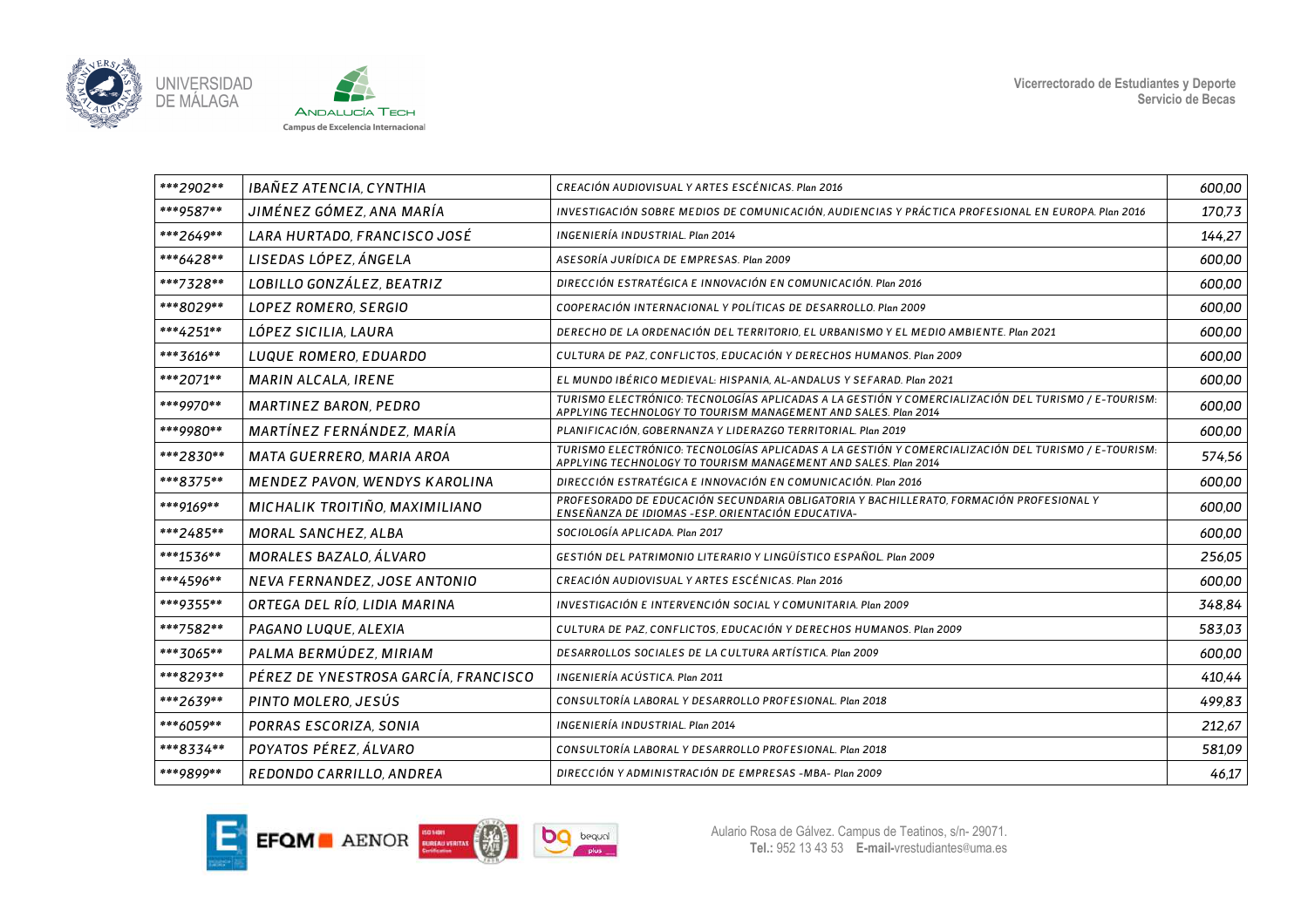| ***2902** | IBAÑEZ ATENCIA, CYNTHIA | CREACIÓN AUDIOVISUAL Y ARTES ESCÉNICAS. Plan 2016 | 600,00 |
|---|---|---|---|
| ***9587** | JIMÉNEZ GÓMEZ, ANA MARÍA | INVESTIGACIÓN SOBRE MEDIOS DE COMUNICACIÓN, AUDIENCIAS Y PRÁCTICA PROFESIONAL EN EUROPA. Plan 2016 | 170,73 |
| ***2649** | LARA HURTADO, FRANCISCO JOSÉ | INGENIERÍA INDUSTRIAL. Plan 2014 | 144,27 |
| ***6428** | LISEDAS LÓPEZ, ÁNGELA | ASESORÍA JURÍDICA DE EMPRESAS. Plan 2009 | 600,00 |
| ***7328** | LOBILLO GONZÁLEZ, BEATRIZ | DIRECCIÓN ESTRATÉGICA E INNOVACIÓN EN COMUNICACIÓN. Plan 2016 | 600,00 |
| ***8029** | LOPEZ ROMERO, SERGIO | COOPERACIÓN INTERNACIONAL Y POLÍTICAS DE DESARROLLO. Plan 2009 | 600,00 |
| ***4251** | LÓPEZ SICILIA, LAURA | DERECHO DE LA ORDENACIÓN DEL TERRITORIO, EL URBANISMO Y EL MEDIO AMBIENTE. Plan 2021 | 600,00 |
| ***3616** | LUQUE ROMERO, EDUARDO | CULTURA DE PAZ, CONFLICTOS, EDUCACIÓN Y DERECHOS HUMANOS. Plan 2009 | 600,00 |
| ***2071** | MARIN ALCALA, IRENE | EL MUNDO IBÉRICO MEDIEVAL: HISPANIA, AL-ANDALUS Y SEFARAD. Plan 2021 | 600,00 |
| ***9970** | MARTINEZ BARON, PEDRO | TURISMO ELECTRÓNICO: TECNOLOGÍAS APLICADAS A LA GESTIÓN Y COMERCIALIZACIÓN DEL TURISMO / E-TOURISM: APPLYING TECHNOLOGY TO TOURISM MANAGEMENT AND SALES. Plan 2014 | 600,00 |
| ***9980** | MARTÍNEZ FERNÁNDEZ, MARÍA | PLANIFICACIÓN, GOBERNANZA Y LIDERAZGO TERRITORIAL. Plan 2019 | 600,00 |
| ***2830** | MATA GUERRERO, MARIA AROA | TURISMO ELECTRÓNICO: TECNOLOGÍAS APLICADAS A LA GESTIÓN Y COMERCIALIZACIÓN DEL TURISMO / E-TOURISM: APPLYING TECHNOLOGY TO TOURISM MANAGEMENT AND SALES. Plan 2014 | 574,56 |
| ***8375** | MENDEZ PAVON, WENDYS KAROLINA | DIRECCIÓN ESTRATÉGICA E INNOVACIÓN EN COMUNICACIÓN. Plan 2016 | 600,00 |
| ***9169** | MICHALIK TROITIÑO, MAXIMILIANO | PROFESORADO DE EDUCACIÓN SECUNDARIA OBLIGATORIA Y BACHILLERATO, FORMACIÓN PROFESIONAL Y ENSEÑANZA DE IDIOMAS -ESP. ORIENTACIÓN EDUCATIVA- | 600,00 |
| ***2485** | MORAL SANCHEZ, ALBA | SOCIOLOGÍA APLICADA. Plan 2017 | 600,00 |
| ***1536** | MORALES BAZALO, ÁLVARO | GESTIÓN DEL PATRIMONIO LITERARIO Y LINGÜÍSTICO ESPAÑOL. Plan 2009 | 256,05 |
| ***4596** | NEVA FERNANDEZ, JOSE ANTONIO | CREACIÓN AUDIOVISUAL Y ARTES ESCÉNICAS. Plan 2016 | 600,00 |
| ***9355** | ORTEGA DEL RÍO, LIDIA MARINA | INVESTIGACIÓN E INTERVENCIÓN SOCIAL Y COMUNITARIA. Plan 2009 | 348,84 |
| ***7582** | PAGANO LUQUE, ALEXIA | CULTURA DE PAZ, CONFLICTOS, EDUCACIÓN Y DERECHOS HUMANOS. Plan 2009 | 583,03 |
| ***3065** | PALMA BERMÚDEZ, MIRIAM | DESARROLLOS SOCIALES DE LA CULTURA ARTÍSTICA. Plan 2009 | 600,00 |
| ***8293** | PÉREZ DE YNESTROSA GARCÍA, FRANCISCO | INGENIERÍA ACÚSTICA. Plan 2011 | 410,44 |
| ***2639** | PINTO MOLERO, JESÚS | CONSULTORÍA LABORAL Y DESARROLLO PROFESIONAL. Plan 2018 | 499,83 |
| ***6059** | PORRAS ESCORIZA, SONIA | INGENIERÍA INDUSTRIAL. Plan 2014 | 212,67 |
| ***8334** | POYATOS PÉREZ, ÁLVARO | CONSULTORÍA LABORAL Y DESARROLLO PROFESIONAL. Plan 2018 | 581,09 |
| ***9899** | REDONDO CARRILLO, ANDREA | DIRECCIÓN Y ADMINISTRACIÓN DE EMPRESAS -MBA- Plan 2009 | 46,17 |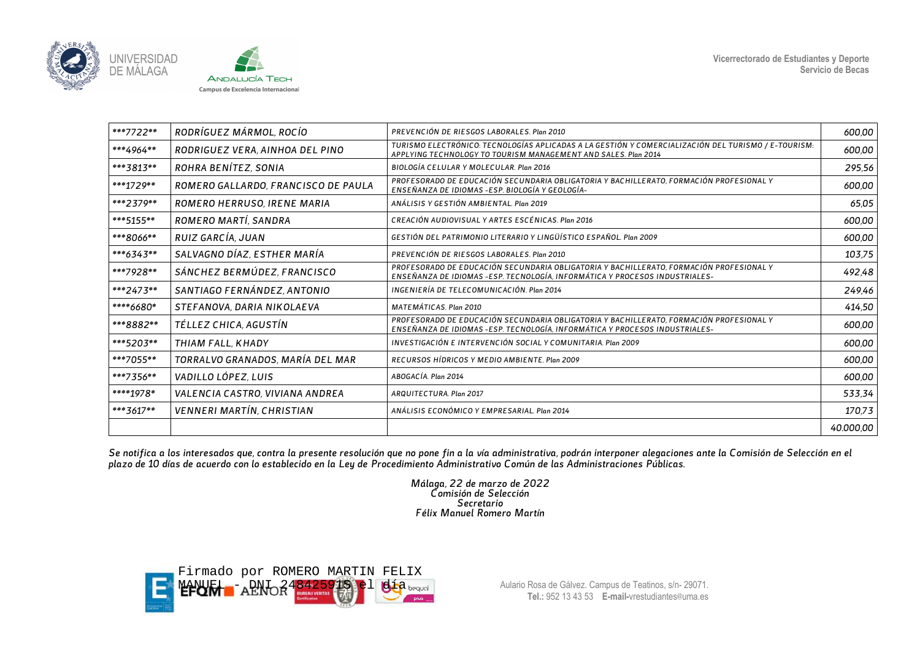| | | | |
|---|---|---|---|
| \*\*\*7722\*\* | RODRÍGUEZ MÁRMOL, ROCÍO | PREVENCIÓN DE RIESGOS LABORALES. Plan 2010 | 600,00 |
| \*\*\*4964\*\* | RODRIGUEZ VERA, AINHOA DEL PINO | TURISMO ELECTRÓNICO: TECNOLOGÍAS APLICADAS A LA GESTIÓN Y COMERCIALIZACIÓN DEL TURISMO / E-TOURISM: APPLYING TECHNOLOGY TO TOURISM MANAGEMENT AND SALES. Plan 2014 | 600,00 |
| \*\*\*3813\*\* | ROHRA BENÍTEZ, SONIA | BIOLOGÍA CELULAR Y MOLECULAR. Plan 2016 | 295,56 |
| \*\*\*1729\*\* | ROMERO GALLARDO, FRANCISCO DE PAULA | PROFESORADO DE EDUCACIÓN SECUNDARIA OBLIGATORIA Y BACHILLERATO, FORMACIÓN PROFESIONAL Y ENSEÑANZA DE IDIOMAS -ESP. BIOLOGÍA Y GEOLOGÍA- | 600,00 |
| \*\*\*2379\*\* | ROMERO HERRUSO, IRENE MARIA | ANÁLISIS Y GESTIÓN AMBIENTAL. Plan 2019 | 65,05 |
| \*\*\*5155\*\* | ROMERO MARTÍ, SANDRA | CREACIÓN AUDIOVISUAL Y ARTES ESCÉNICAS. Plan 2016 | 600,00 |
| \*\*\*8066\*\* | RUIZ GARCÍA, JUAN | GESTIÓN DEL PATRIMONIO LITERARIO Y LINGÜÍSTICO ESPAÑOL. Plan 2009 | 600,00 |
| \*\*\*6343\*\* | SALVAGNO DÍAZ, ESTHER MARÍA | PREVENCIÓN DE RIESGOS LABORALES. Plan 2010 | 103,75 |
| \*\*\*7928\*\* | SÁNCHEZ BERMÚDEZ, FRANCISCO | PROFESORADO DE EDUCACIÓN SECUNDARIA OBLIGATORIA Y BACHILLERATO, FORMACIÓN PROFESIONAL Y ENSEÑANZA DE IDIOMAS -ESP. TECNOLOGÍA, INFORMÁTICA Y PROCESOS INDUSTRIALES- | 492,48 |
| \*\*\*2473\*\* | SANTIAGO FERNÁNDEZ, ANTONIO | INGENIERÍA DE TELECOMUNICACIÓN. Plan 2014 | 249,46 |
| \*\*\*\*6680\* | STEFANOVA, DARIA NIKOLAEVA | MATEMÁTICAS. Plan 2010 | 414,50 |
| \*\*\*8882\*\* | TÉLLEZ CHICA, AGUSTÍN | PROFESORADO DE EDUCACIÓN SECUNDARIA OBLIGATORIA Y BACHILLERATO, FORMACIÓN PROFESIONAL Y ENSEÑANZA DE IDIOMAS -ESP. TECNOLOGÍA, INFORMÁTICA Y PROCESOS INDUSTRIALES- | 600,00 |
| \*\*\*5203\*\* | THIAM FALL, KHADY | INVESTIGACIÓN E INTERVENCIÓN SOCIAL Y COMUNITARIA. Plan 2009 | 600,00 |
| \*\*\*7055\*\* | TORRALVO GRANADOS, MARÍA DEL MAR | RECURSOS HÍDRICOS Y MEDIO AMBIENTE. Plan 2009 | 600,00 |
| \*\*\*7356\*\* | VADILLO LÓPEZ, LUIS | ABOGACÍA. Plan 2014 | 600,00 |
| \*\*\*\*1978\* | VALENCIA CASTRO, VIVIANA ANDREA | ARQUITECTURA. Plan 2017 | 533,34 |
| \*\*\*3617\*\* | VENNERI MARTÍN, CHRISTIAN | ANÁLISIS ECONÓMICO Y EMPRESARIAL. Plan 2014 | 170,73 |
| | | | 40.000,00 |

*Se notifica a los interesados que, contra la presente resolución que no pone fin a la vía administrativa, podrán interponer alegaciones ante la Comisión de Selección en el plazo de 10 días de acuerdo con lo establecido en la Ley de Procedimiento Administrativo Común de las Administraciones Públicas.*

*Málaga, 22 de marzo de 2022*
*Comisión de Selección*
*Secretario*
*Félix Manuel Romero Martín*

Firmado por ROMERO MARTIN FELIX MANUEL - DNI 24842591S el día

Aulario Rosa de Gálvez. Campus de Teatinos, s/n- 29071.
**Tel.:** 952 13 43 53 **E-mail-**vrestudiantes@uma.es